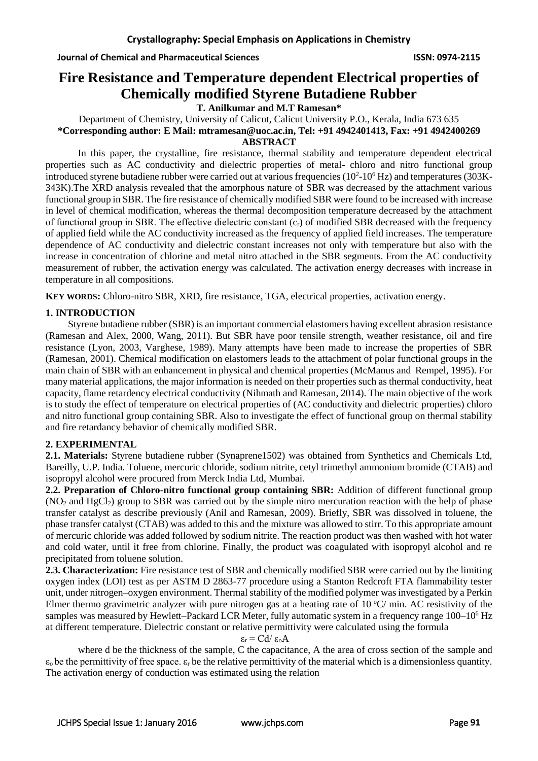# Fire Resistance and Temperature dependent Electrical properties of Chemically modified Styrene Butadiene Rubber

**T. Anilkumar and M.T Ramesan***

Department of Chemistry, University of Calicut, Calicut University P.O., Kerala, India 673 635

***Corresponding author: E Mail: mtramesan@uoc.ac.in, Tel: +91 4942401413, Fax: +91 4942400269**

## ABSTRACT

In this paper, the crystalline, fire resistance, thermal stability and temperature dependent electrical properties such as AC conductivity and dielectric properties of metal- chloro and nitro functional group introduced styrene butadiene rubber were carried out at various frequencies ($10^2$-$10^6$ Hz) and temperatures (303K-343K).The XRD analysis revealed that the amorphous nature of SBR was decreased by the attachment various functional group in SBR. The fire resistance of chemically modified SBR were found to be increased with increase in level of chemical modification, whereas the thermal decomposition temperature decreased by the attachment of functional group in SBR. The effective dielectric constant ($\epsilon_r$) of modified SBR decreased with the frequency of applied field while the AC conductivity increased as the frequency of applied field increases. The temperature dependence of AC conductivity and dielectric constant increases not only with temperature but also with the increase in concentration of chlorine and metal nitro attached in the SBR segments. From the AC conductivity measurement of rubber, the activation energy was calculated. The activation energy decreases with increase in temperature in all compositions.

**KEY WORDS:** Chloro-nitro SBR, XRD, fire resistance, TGA, electrical properties, activation energy.

## 1. INTRODUCTION

Styrene butadiene rubber (SBR) is an important commercial elastomers having excellent abrasion resistance (Ramesan and Alex, 2000, Wang, 2011). But SBR have poor tensile strength, weather resistance, oil and fire resistance (Lyon, 2003, Varghese, 1989). Many attempts have been made to increase the properties of SBR (Ramesan, 2001). Chemical modification on elastomers leads to the attachment of polar functional groups in the main chain of SBR with an enhancement in physical and chemical properties (McManus and Rempel, 1995). For many material applications, the major information is needed on their properties such as thermal conductivity, heat capacity, flame retardency electrical conductivity (Nihmath and Ramesan, 2014). The main objective of the work is to study the effect of temperature on electrical properties of (AC conductivity and dielectric properties) chloro and nitro functional group containing SBR. Also to investigate the effect of functional group on thermal stability and fire retardancy behavior of chemically modified SBR.

## 2. EXPERIMENTAL

**2.1. Materials:** Styrene butadiene rubber (Synaprene1502) was obtained from Synthetics and Chemicals Ltd, Bareilly, U.P. India. Toluene, mercuric chloride, sodium nitrite, cetyl trimethyl ammonium bromide (CTAB) and isopropyl alcohol were procured from Merck India Ltd, Mumbai.

**2.2. Preparation of Chloro-nitro functional group containing SBR:** Addition of different functional group ($NO_2$ and $HgCl_2$) group to SBR was carried out by the simple nitro mercuration reaction with the help of phase transfer catalyst as describe previously (Anil and Ramesan, 2009). Briefly, SBR was dissolved in toluene, the phase transfer catalyst (CTAB) was added to this and the mixture was allowed to stirr. To this appropriate amount of mercuric chloride was added followed by sodium nitrite. The reaction product was then washed with hot water and cold water, until it free from chlorine. Finally, the product was coagulated with isopropyl alcohol and re precipitated from toluene solution.

**2.3. Characterization:** Fire resistance test of SBR and chemically modified SBR were carried out by the limiting oxygen index (LOI) test as per ASTM D 2863-77 procedure using a Stanton Redcroft FTA flammability tester unit, under nitrogen–oxygen environment. Thermal stability of the modified polymer was investigated by a Perkin Elmer thermo gravimetric analyzer with pure nitrogen gas at a heating rate of 10 °C/ min. AC resistivity of the samples was measured by Hewlett–Packard LCR Meter, fully automatic system in a frequency range 100–$10^6$ Hz at different temperature. Dielectric constant or relative permittivity were calculated using the formula

$$\varepsilon_r = Cd/\,\varepsilon_o A$$

where d be the thickness of the sample, C the capacitance, A the area of cross section of the sample and $\varepsilon_o$ be the permittivity of free space. $\varepsilon_r$ be the relative permittivity of the material which is a dimensionless quantity. The activation energy of conduction was estimated using the relation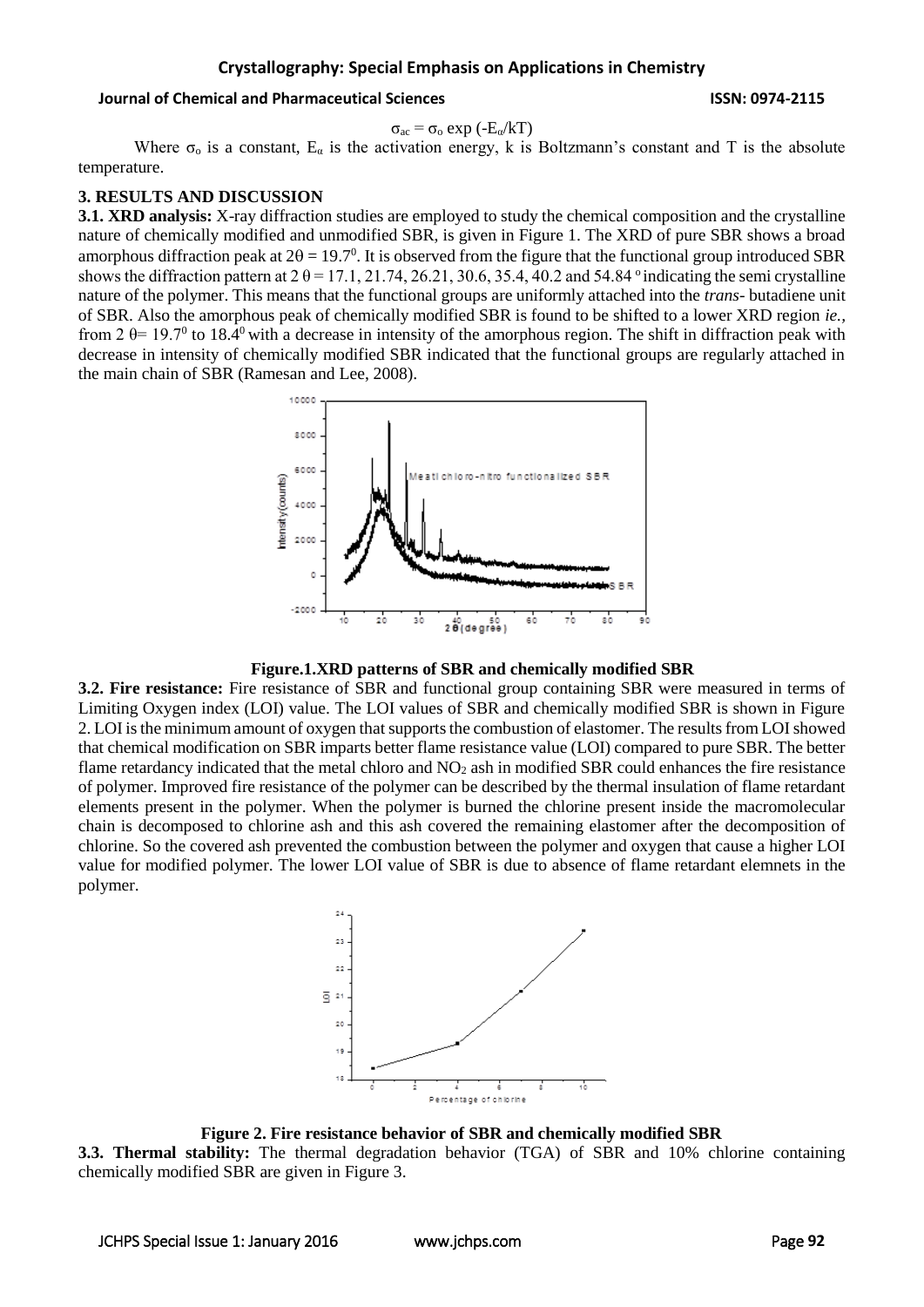$$\sigma_{ac} = \sigma_o \exp(-E_\alpha/kT)$$

Where $\sigma_o$ is a constant, $E_\alpha$ is the activation energy, k is Boltzmann's constant and T is the absolute temperature.

## 3. RESULTS AND DISCUSSION

**3.1. XRD analysis:** X-ray diffraction studies are employed to study the chemical composition and the crystalline nature of chemically modified and unmodified SBR, is given in Figure 1. The XRD of pure SBR shows a broad amorphous diffraction peak at $2\theta = 19.7^0$. It is observed from the figure that the functional group introduced SBR shows the diffraction pattern at $2\theta = 17.1$, 21.74, 26.21, 30.6, 35.4, 40.2 and 54.84 $^o$ indicating the semi crystalline nature of the polymer. This means that the functional groups are uniformly attached into the *trans*- butadiene unit of SBR. Also the amorphous peak of chemically modified SBR is found to be shifted to a lower XRD region *ie.,* from $2\theta = 19.7^0$ to $18.4^0$ with a decrease in intensity of the amorphous region. The shift in diffraction peak with decrease in intensity of chemically modified SBR indicated that the functional groups are regularly attached in the main chain of SBR (Ramesan and Lee, 2008).

**Figure.1.XRD patterns of SBR and chemically modified SBR**

**3.2. Fire resistance:** Fire resistance of SBR and functional group containing SBR were measured in terms of Limiting Oxygen index (LOI) value. The LOI values of SBR and chemically modified SBR is shown in Figure 2. LOI is the minimum amount of oxygen that supports the combustion of elastomer. The results from LOI showed that chemical modification on SBR imparts better flame resistance value (LOI) compared to pure SBR. The better flame retardancy indicated that the metal chloro and $NO_2$ ash in modified SBR could enhances the fire resistance of polymer. Improved fire resistance of the polymer can be described by the thermal insulation of flame retardant elements present in the polymer. When the polymer is burned the chlorine present inside the macromolecular chain is decomposed to chlorine ash and this ash covered the remaining elastomer after the decomposition of chlorine. So the covered ash prevented the combustion between the polymer and oxygen that cause a higher LOI value for modified polymer. The lower LOI value of SBR is due to absence of flame retardant elemnets in the polymer.

**Figure 2. Fire resistance behavior of SBR and chemically modified SBR**

**3.3. Thermal stability:** The thermal degradation behavior (TGA) of SBR and 10% chlorine containing chemically modified SBR are given in Figure 3.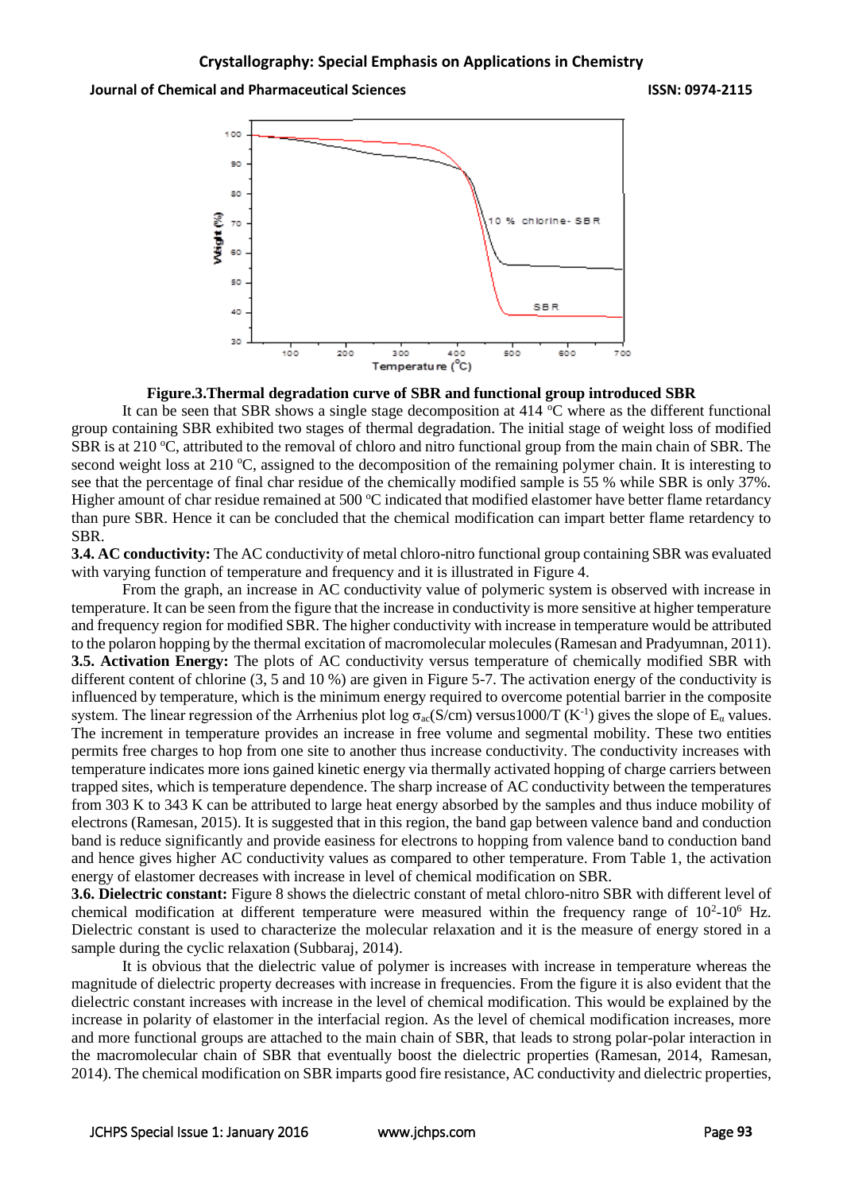**Figure.3.Thermal degradation curve of SBR and functional group introduced SBR**

It can be seen that SBR shows a single stage decomposition at 414 °C where as the different functional group containing SBR exhibited two stages of thermal degradation. The initial stage of weight loss of modified SBR is at 210 °C, attributed to the removal of chloro and nitro functional group from the main chain of SBR. The second weight loss at 210 °C, assigned to the decomposition of the remaining polymer chain. It is interesting to see that the percentage of final char residue of the chemically modified sample is 55 % while SBR is only 37%. Higher amount of char residue remained at 500 °C indicated that modified elastomer have better flame retardancy than pure SBR. Hence it can be concluded that the chemical modification can impart better flame retardency to SBR.

**3.4. AC conductivity:** The AC conductivity of metal chloro-nitro functional group containing SBR was evaluated with varying function of temperature and frequency and it is illustrated in Figure 4.

From the graph, an increase in AC conductivity value of polymeric system is observed with increase in temperature. It can be seen from the figure that the increase in conductivity is more sensitive at higher temperature and frequency region for modified SBR. The higher conductivity with increase in temperature would be attributed to the polaron hopping by the thermal excitation of macromolecular molecules (Ramesan and Pradyumnan, 2011).

**3.5. Activation Energy:** The plots of AC conductivity versus temperature of chemically modified SBR with different content of chlorine (3, 5 and 10 %) are given in Figure 5-7. The activation energy of the conductivity is influenced by temperature, which is the minimum energy required to overcome potential barrier in the composite system. The linear regression of the Arrhenius plot log $\sigma_{ac}$(S/cm) versus1000/T ($K^{-1}$) gives the slope of $E_{\alpha}$ values. The increment in temperature provides an increase in free volume and segmental mobility. These two entities permits free charges to hop from one site to another thus increase conductivity. The conductivity increases with temperature indicates more ions gained kinetic energy via thermally activated hopping of charge carriers between trapped sites, which is temperature dependence. The sharp increase of AC conductivity between the temperatures from 303 K to 343 K can be attributed to large heat energy absorbed by the samples and thus induce mobility of electrons (Ramesan, 2015). It is suggested that in this region, the band gap between valence band and conduction band is reduce significantly and provide easiness for electrons to hopping from valence band to conduction band and hence gives higher AC conductivity values as compared to other temperature. From Table 1, the activation energy of elastomer decreases with increase in level of chemical modification on SBR.

**3.6. Dielectric constant:** Figure 8 shows the dielectric constant of metal chloro-nitro SBR with different level of chemical modification at different temperature were measured within the frequency range of $10^2$-$10^6$ Hz. Dielectric constant is used to characterize the molecular relaxation and it is the measure of energy stored in a sample during the cyclic relaxation (Subbaraj, 2014).

It is obvious that the dielectric value of polymer is increases with increase in temperature whereas the magnitude of dielectric property decreases with increase in frequencies. From the figure it is also evident that the dielectric constant increases with increase in the level of chemical modification. This would be explained by the increase in polarity of elastomer in the interfacial region. As the level of chemical modification increases, more and more functional groups are attached to the main chain of SBR, that leads to strong polar-polar interaction in the macromolecular chain of SBR that eventually boost the dielectric properties (Ramesan, 2014, Ramesan, 2014). The chemical modification on SBR imparts good fire resistance, AC conductivity and dielectric properties,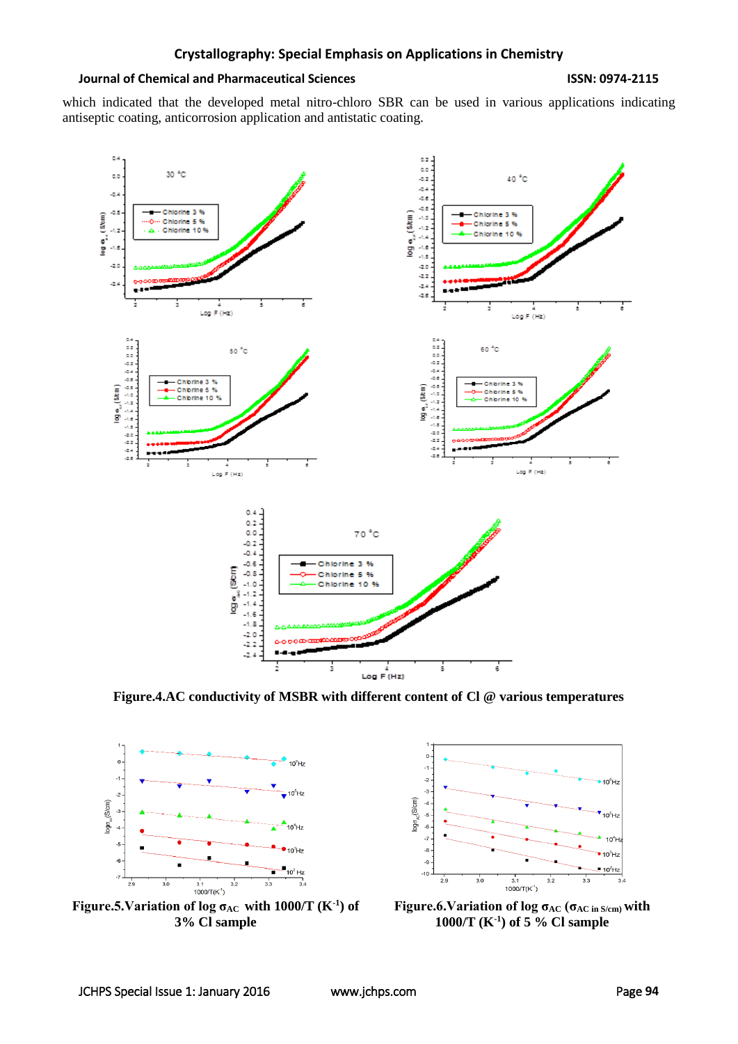which indicated that the developed metal nitro-chloro SBR can be used in various applications indicating antiseptic coating, anticorrosion application and antistatic coating.

**Figure.4.AC conductivity of MSBR with different content of Cl @ various temperatures**

**Figure.5.Variation of log $\sigma_{AC}$ with 1000/T ($K^{-1}$) of 3% Cl sample**

**Figure.6.Variation of log $\sigma_{AC}$ ($\sigma_{AC\ in\ S/cm}$) with 1000/T ($K^{-1}$) of 5 % Cl sample**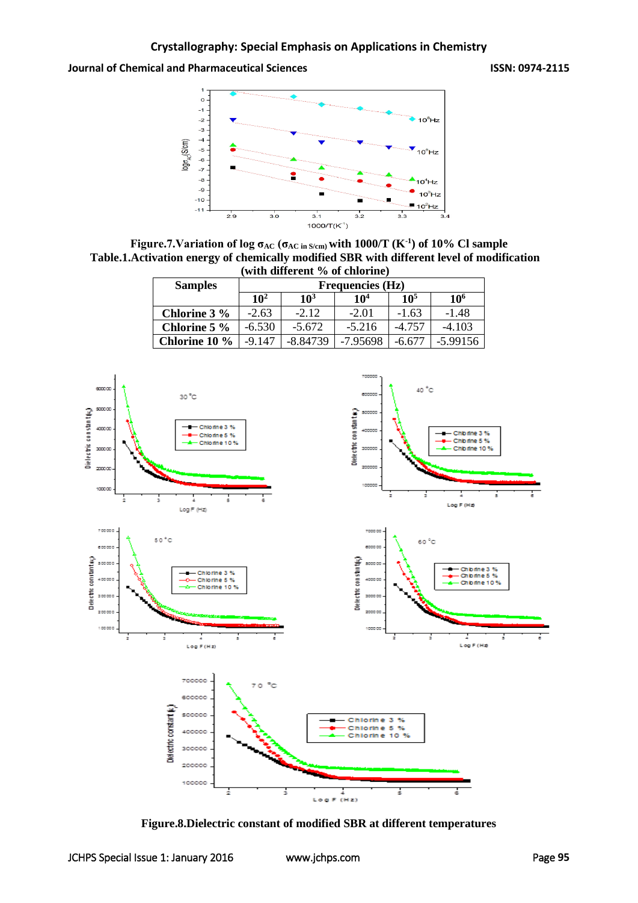**Figure.7.Variation of log $\sigma_{AC}$ ($\sigma_{AC \text{ in S/cm}}$) with 1000/T ($K^{-1}$) of 10% Cl sample**

**Table.1.Activation energy of chemically modified SBR with different level of modification (with different % of chlorine)**

| Samples | Frequencies (Hz) | | | | |
|---|---|---|---|---|---|
| | $10^2$ | $10^3$ | $10^4$ | $10^5$ | $10^6$ |
| **Chlorine 3 %** | -2.63 | -2.12 | -2.01 | -1.63 | -1.48 |
| **Chlorine 5 %** | -6.530 | -5.672 | -5.216 | -4.757 | -4.103 |
| **Chlorine 10 %** | -9.147 | -8.84739 | -7.95698 | -6.677 | -5.99156 |

**Figure.8.Dielectric constant of modified SBR at different temperatures**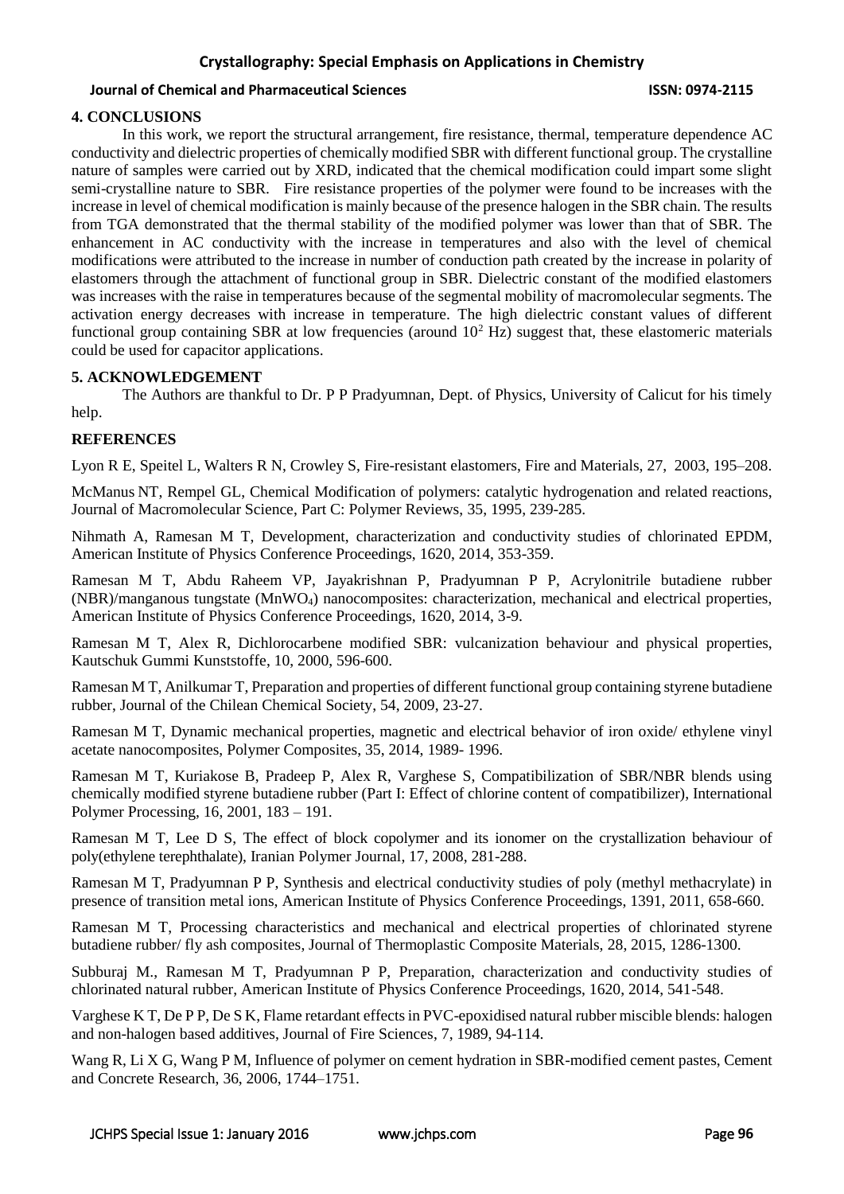## 4. CONCLUSIONS

In this work, we report the structural arrangement, fire resistance, thermal, temperature dependence AC conductivity and dielectric properties of chemically modified SBR with different functional group. The crystalline nature of samples were carried out by XRD, indicated that the chemical modification could impart some slight semi-crystalline nature to SBR. Fire resistance properties of the polymer were found to be increases with the increase in level of chemical modification is mainly because of the presence halogen in the SBR chain. The results from TGA demonstrated that the thermal stability of the modified polymer was lower than that of SBR. The enhancement in AC conductivity with the increase in temperatures and also with the level of chemical modifications were attributed to the increase in number of conduction path created by the increase in polarity of elastomers through the attachment of functional group in SBR. Dielectric constant of the modified elastomers was increases with the raise in temperatures because of the segmental mobility of macromolecular segments. The activation energy decreases with increase in temperature. The high dielectric constant values of different functional group containing SBR at low frequencies (around $10^2$ Hz) suggest that, these elastomeric materials could be used for capacitor applications.

## 5. ACKNOWLEDGEMENT

The Authors are thankful to Dr. P P Pradyumnan, Dept. of Physics, University of Calicut for his timely help.

## REFERENCES

Lyon R E, Speitel L, Walters R N, Crowley S, Fire-resistant elastomers, Fire and Materials, 27, 2003, 195–208.

McManus NT, Rempel GL, Chemical Modification of polymers: catalytic hydrogenation and related reactions, Journal of Macromolecular Science, Part C: Polymer Reviews, 35, 1995, 239-285.

Nihmath A, Ramesan M T, Development, characterization and conductivity studies of chlorinated EPDM, American Institute of Physics Conference Proceedings, 1620, 2014, 353-359.

Ramesan M T, Abdu Raheem VP, Jayakrishnan P, Pradyumnan P P, Acrylonitrile butadiene rubber (NBR)/manganous tungstate ($MnWO_4$) nanocomposites: characterization, mechanical and electrical properties, American Institute of Physics Conference Proceedings, 1620, 2014, 3-9.

Ramesan M T, Alex R, Dichlorocarbene modified SBR: vulcanization behaviour and physical properties, Kautschuk Gummi Kunststoffe, 10, 2000, 596-600.

Ramesan M T, Anilkumar T, Preparation and properties of different functional group containing styrene butadiene rubber, Journal of the Chilean Chemical Society, 54, 2009, 23-27.

Ramesan M T, Dynamic mechanical properties, magnetic and electrical behavior of iron oxide/ ethylene vinyl acetate nanocomposites, Polymer Composites, 35, 2014, 1989- 1996.

Ramesan M T, Kuriakose B, Pradeep P, Alex R, Varghese S, Compatibilization of SBR/NBR blends using chemically modified styrene butadiene rubber (Part I: Effect of chlorine content of compatibilizer), International Polymer Processing, 16, 2001, 183 – 191.

Ramesan M T, Lee D S, The effect of block copolymer and its ionomer on the crystallization behaviour of poly(ethylene terephthalate), Iranian Polymer Journal, 17, 2008, 281-288.

Ramesan M T, Pradyumnan P P, Synthesis and electrical conductivity studies of poly (methyl methacrylate) in presence of transition metal ions, American Institute of Physics Conference Proceedings, 1391, 2011, 658-660.

Ramesan M T, Processing characteristics and mechanical and electrical properties of chlorinated styrene butadiene rubber/ fly ash composites, Journal of Thermoplastic Composite Materials, 28, 2015, 1286-1300.

Subburaj M., Ramesan M T, Pradyumnan P P, Preparation, characterization and conductivity studies of chlorinated natural rubber, American Institute of Physics Conference Proceedings, 1620, 2014, 541-548.

Varghese K T, De P P, De S K, Flame retardant effects in PVC-epoxidised natural rubber miscible blends: halogen and non-halogen based additives, Journal of Fire Sciences, 7, 1989, 94-114.

Wang R, Li X G, Wang P M, Influence of polymer on cement hydration in SBR-modified cement pastes, Cement and Concrete Research, 36, 2006, 1744–1751.